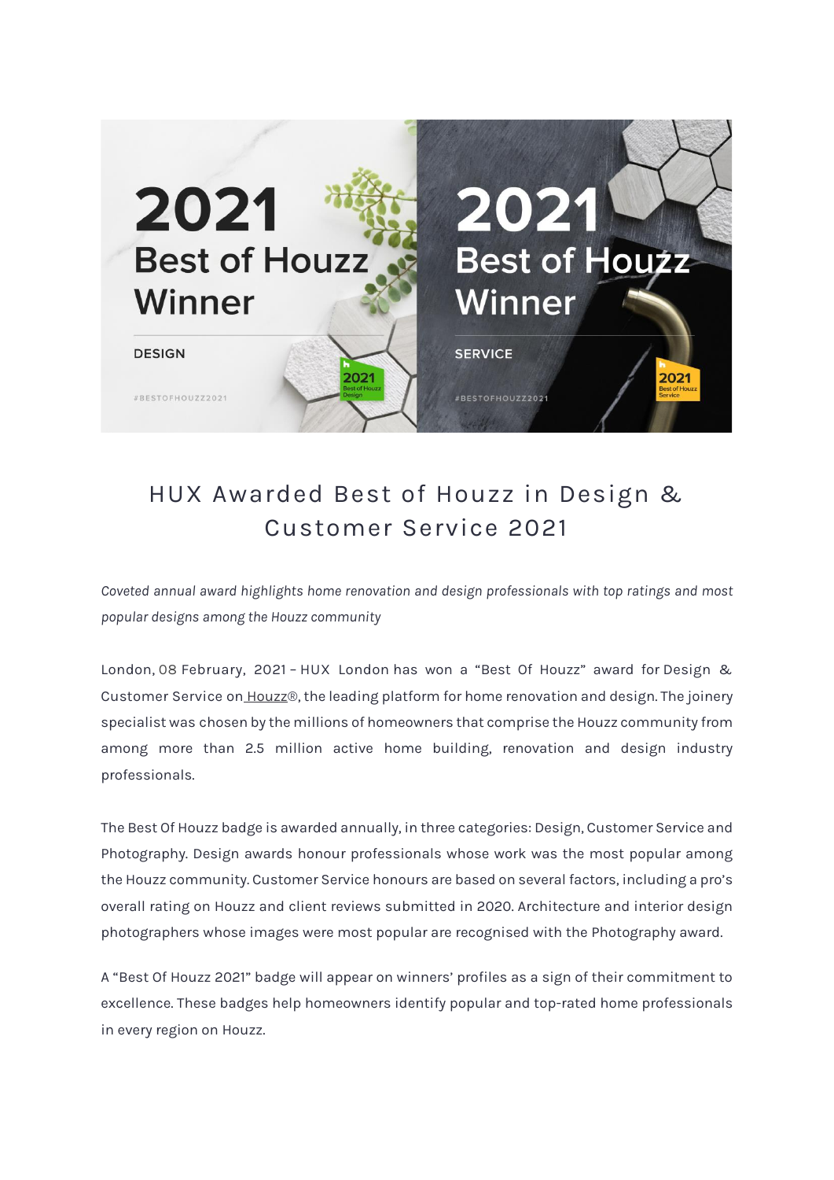# HUX Awarded Best of Houzz in Design & Customer Service 2021

*Coveted annual award highlights home renovation and design professionals with top ratings and most popular designs among the Houzz community*

London, 08 February, 2021 – HUX London has won a "Best Of Houzz" award for Design & Customer Service on Houzz®, the leading platform for home renovation and design. The joinery specialist was chosen by the millions of homeowners that comprise the Houzz community from among more than 2.5 million active home building, renovation and design industry professionals.

The Best Of Houzz badge is awarded annually, in three categories: Design, Customer Service and Photography. Design awards honour professionals whose work was the most popular among the Houzz community. Customer Service honours are based on several factors, including a pro's overall rating on Houzz and client reviews submitted in 2020. Architecture and interior design photographers whose images were most popular are recognised with the Photography award.

A "Best Of Houzz 2021" badge will appear on winners' profiles as a sign of their commitment to excellence. These badges help homeowners identify popular and top-rated home professionals in every region on Houzz.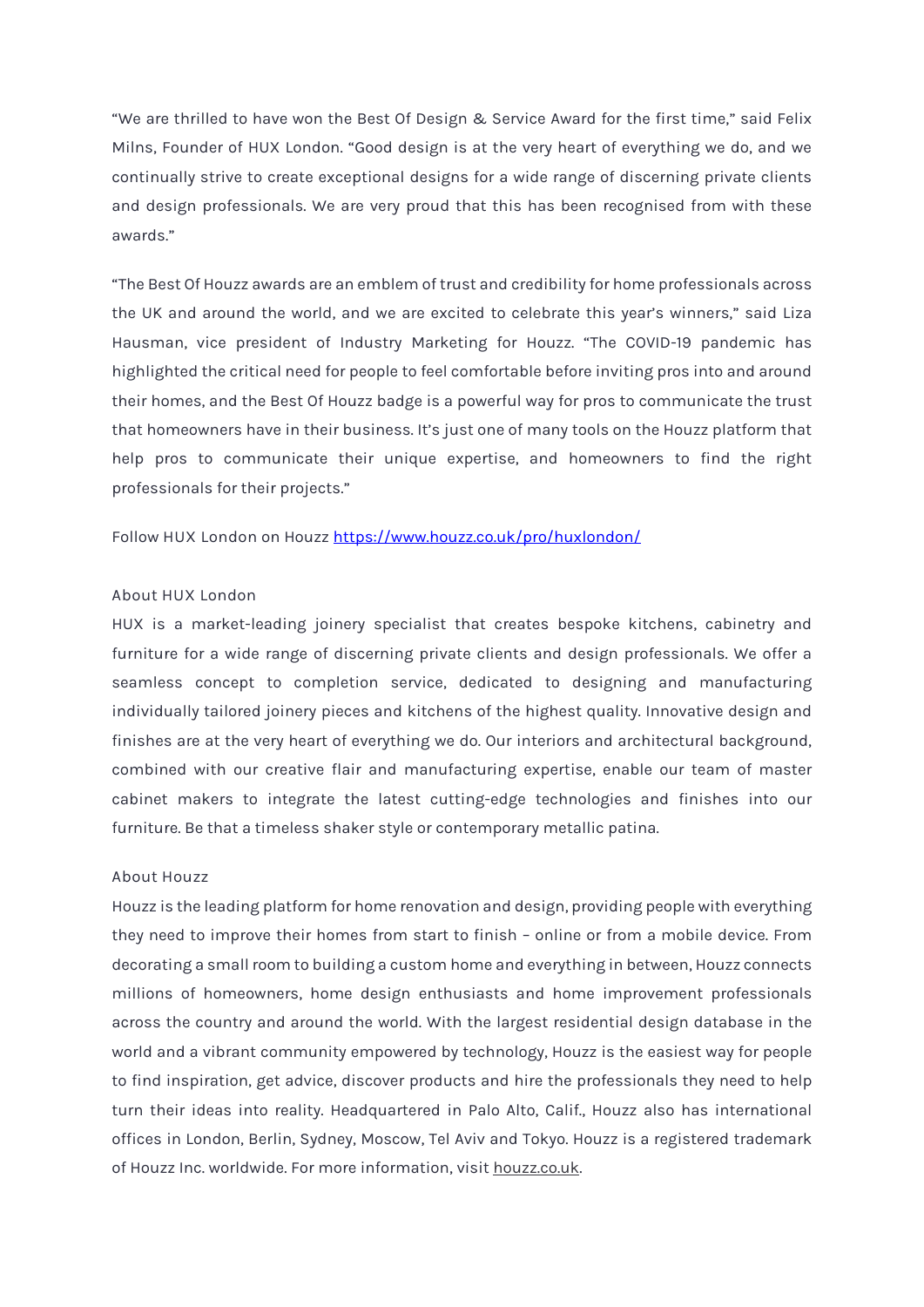"We are thrilled to have won the Best Of Design & Service Award for the first time," said Felix Milns, Founder of HUX London. "Good design is at the very heart of everything we do, and we continually strive to create exceptional designs for a wide range of discerning private clients and design professionals. We are very proud that this has been recognised from with these awards."

"The Best Of Houzz awards are an emblem of trust and credibility for home professionals across the UK and around the world, and we are excited to celebrate this year's winners," said Liza Hausman, vice president of Industry Marketing for Houzz. "The COVID-19 pandemic has highlighted the critical need for people to feel comfortable before inviting pros into and around their homes, and the Best Of Houzz badge is a powerful way for pros to communicate the trust that homeowners have in their business. It's just one of many tools on the Houzz platform that help pros to communicate their unique expertise, and homeowners to find the right professionals for their projects."

Follow HUX London on Houzz [https://www.houzz.co.uk/pro/huxlondon/](https://www.houzz.co.uk/pro/huxlondon/)

About HUX London

HUX is a market-leading joinery specialist that creates bespoke kitchens, cabinetry and furniture for a wide range of discerning private clients and design professionals. We offer a seamless concept to completion service, dedicated to designing and manufacturing individually tailored joinery pieces and kitchens of the highest quality. Innovative design and finishes are at the very heart of everything we do. Our interiors and architectural background, combined with our creative flair and manufacturing expertise, enable our team of master cabinet makers to integrate the latest cutting-edge technologies and finishes into our furniture. Be that a timeless shaker style or contemporary metallic patina.

About Houzz

Houzz is the leading platform for home renovation and design, providing people with everything they need to improve their homes from start to finish – online or from a mobile device. From decorating a small room to building a custom home and everything in between, Houzz connects millions of homeowners, home design enthusiasts and home improvement professionals across the country and around the world. With the largest residential design database in the world and a vibrant community empowered by technology, Houzz is the easiest way for people to find inspiration, get advice, discover products and hire the professionals they need to help turn their ideas into reality. Headquartered in Palo Alto, Calif., Houzz also has international offices in London, Berlin, Sydney, Moscow, Tel Aviv and Tokyo. Houzz is a registered trademark of Houzz Inc. worldwide. For more information, visit houzz.co.uk.